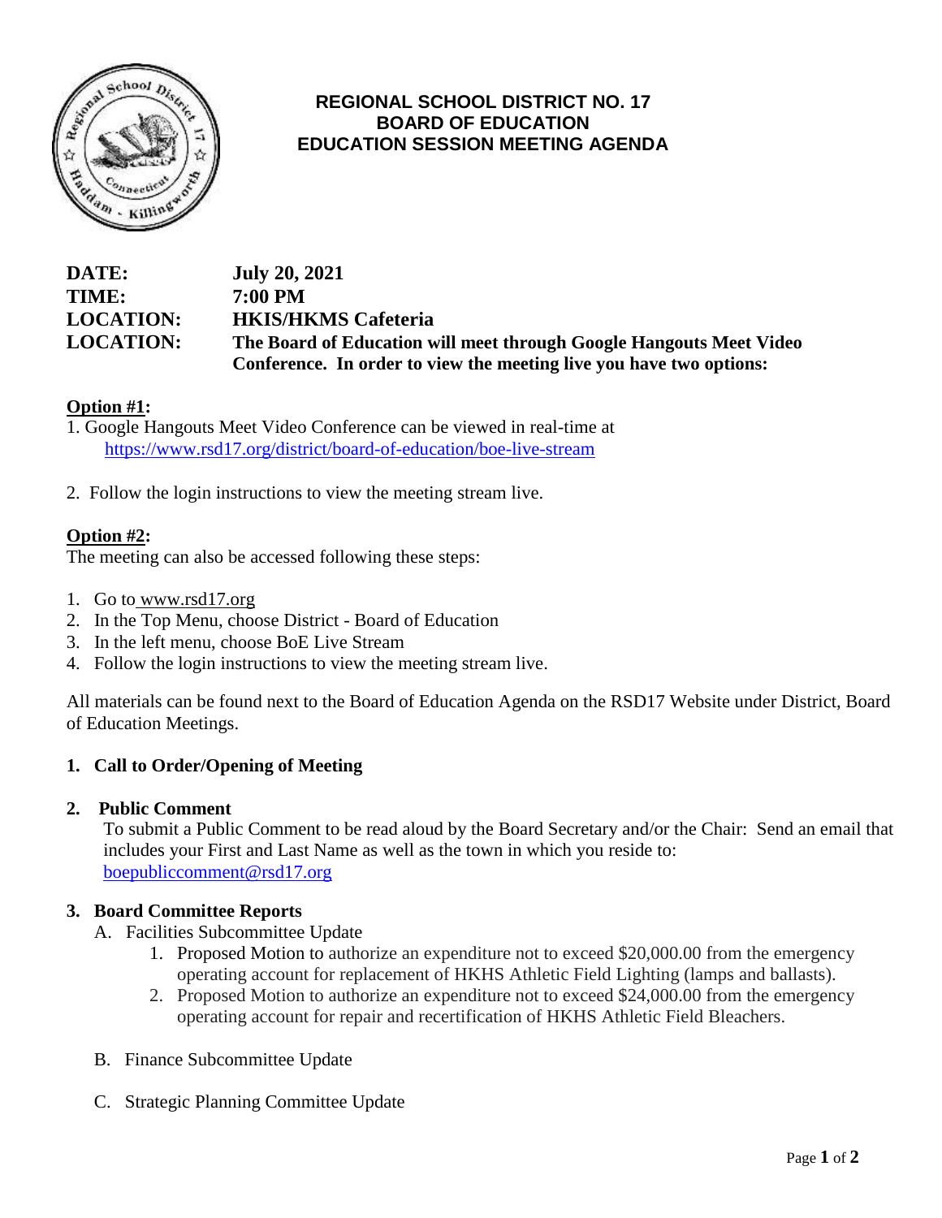# REGIONAL SCHOOL DISTRICT NO. 17
# BOARD OF EDUCATION
# EDUCATION SESSION MEETING AGENDA

**DATE:** **July 20, 2021**

**TIME:** **7:00 PM**

**LOCATION:** **HKIS/HKMS Cafeteria**

**LOCATION:** **The Board of Education will meet through Google Hangouts Meet Video Conference. In order to view the meeting live you have two options:**

**Option #1:**

1. Google Hangouts Meet Video Conference can be viewed in real-time at https://www.rsd17.org/district/board-of-education/boe-live-stream
2. Follow the login instructions to view the meeting stream live.

**Option #2:**

The meeting can also be accessed following these steps:

1. Go to www.rsd17.org
2. In the Top Menu, choose District - Board of Education
3. In the left menu, choose BoE Live Stream
4. Follow the login instructions to view the meeting stream live.

All materials can be found next to the Board of Education Agenda on the RSD17 Website under District, Board of Education Meetings.

**1. Call to Order/Opening of Meeting**

**2. Public Comment**

To submit a Public Comment to be read aloud by the Board Secretary and/or the Chair: Send an email that includes your First and Last Name as well as the town in which you reside to: boepubliccomment@rsd17.org

**3. Board Committee Reports**

A. Facilities Subcommittee Update
   1. Proposed Motion to authorize an expenditure not to exceed $20,000.00 from the emergency operating account for replacement of HKHS Athletic Field Lighting (lamps and ballasts).
   2. Proposed Motion to authorize an expenditure not to exceed $24,000.00 from the emergency operating account for repair and recertification of HKHS Athletic Field Bleachers.

B. Finance Subcommittee Update

C. Strategic Planning Committee Update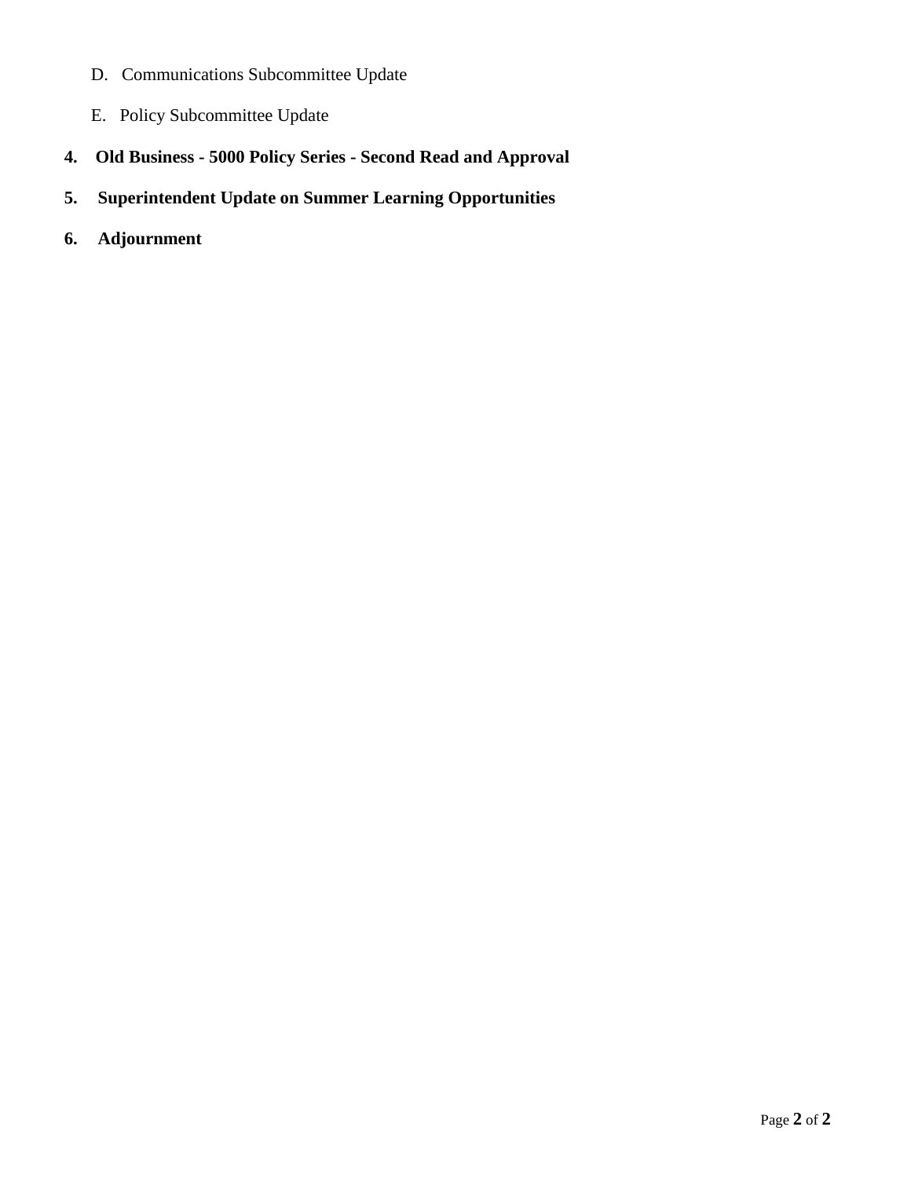D. Communications Subcommittee Update

E. Policy Subcommittee Update

**4. Old Business - 5000 Policy Series - Second Read and Approval**

**5. Superintendent Update on Summer Learning Opportunities**

**6. Adjournment**